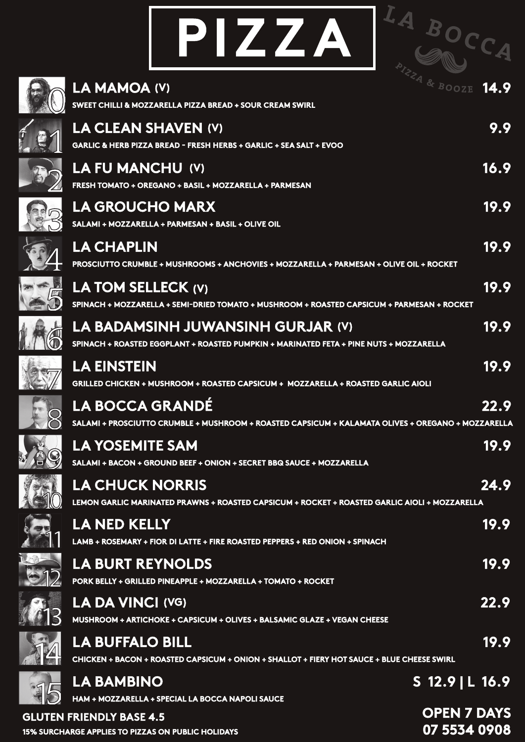# PIZZA

LA BOCCA
PIZZA & BOOZE

**0 LA MAMOA (V)** — 14.9
SWEET CHILLI & MOZZARELLA PIZZA BREAD + SOUR CREAM SWIRL

**1 LA CLEAN SHAVEN (V)** — 9.9
GARLIC & HERB PIZZA BREAD - FRESH HERBS + GARLIC + SEA SALT + EVOO

**2 LA FU MANCHU (V)** — 16.9
FRESH TOMATO + OREGANO + BASIL + MOZZARELLA + PARMESAN

**3 LA GROUCHO MARX** — 19.9
SALAMI + MOZZARELLA + PARMESAN + BASIL + OLIVE OIL

**4 LA CHAPLIN** — 19.9
PROSCIUTTO CRUMBLE + MUSHROOMS + ANCHOVIES + MOZZARELLA + PARMESAN + OLIVE OIL + ROCKET

**5 LA TOM SELLECK (V)** — 19.9
SPINACH + MOZZARELLA + SEMI-DRIED TOMATO + MUSHROOM + ROASTED CAPSICUM + PARMESAN + ROCKET

**6 LA BADAMSINH JUWANSINH GURJAR (V)** — 19.9
SPINACH + ROASTED EGGPLANT + ROASTED PUMPKIN + MARINATED FETA + PINE NUTS + MOZZARELLA

**7 LA EINSTEIN** — 19.9
GRILLED CHICKEN + MUSHROOM + ROASTED CAPSICUM + MOZZARELLA + ROASTED GARLIC AIOLI

**8 LA BOCCA GRANDÉ** — 22.9
SALAMI + PROSCIUTTO CRUMBLE + MUSHROOM + ROASTED CAPSICUM + KALAMATA OLIVES + OREGANO + MOZZARELLA

**9 LA YOSEMITE SAM** — 19.9
SALAMI + BACON + GROUND BEEF + ONION + SECRET BBQ SAUCE + MOZZARELLA

**10 LA CHUCK NORRIS** — 24.9
LEMON GARLIC MARINATED PRAWNS + ROASTED CAPSICUM + ROCKET + ROASTED GARLIC AIOLI + MOZZARELLA

**11 LA NED KELLY** — 19.9
LAMB + ROSEMARY + FIOR DI LATTE + FIRE ROASTED PEPPERS + RED ONION + SPINACH

**12 LA BURT REYNOLDS** — 19.9
PORK BELLY + GRILLED PINEAPPLE + MOZZARELLA + TOMATO + ROCKET

**13 LA DA VINCI (VG)** — 22.9
MUSHROOM + ARTICHOKE + CAPSICUM + OLIVES + BALSAMIC GLAZE + VEGAN CHEESE

**14 LA BUFFALO BILL** — 19.9
CHICKEN + BACON + ROASTED CAPSICUM + ONION + SHALLOT + FIERY HOT SAUCE + BLUE CHEESE SWIRL

**15 LA BAMBINO** — S 12.9 | L 16.9
HAM + MOZZARELLA + SPECIAL LA BOCCA NAPOLI SAUCE

**GLUTEN FRIENDLY BASE 4.5**

15% SURCHARGE APPLIES TO PIZZAS ON PUBLIC HOLIDAYS

**OPEN 7 DAYS**
**07 5534 0908**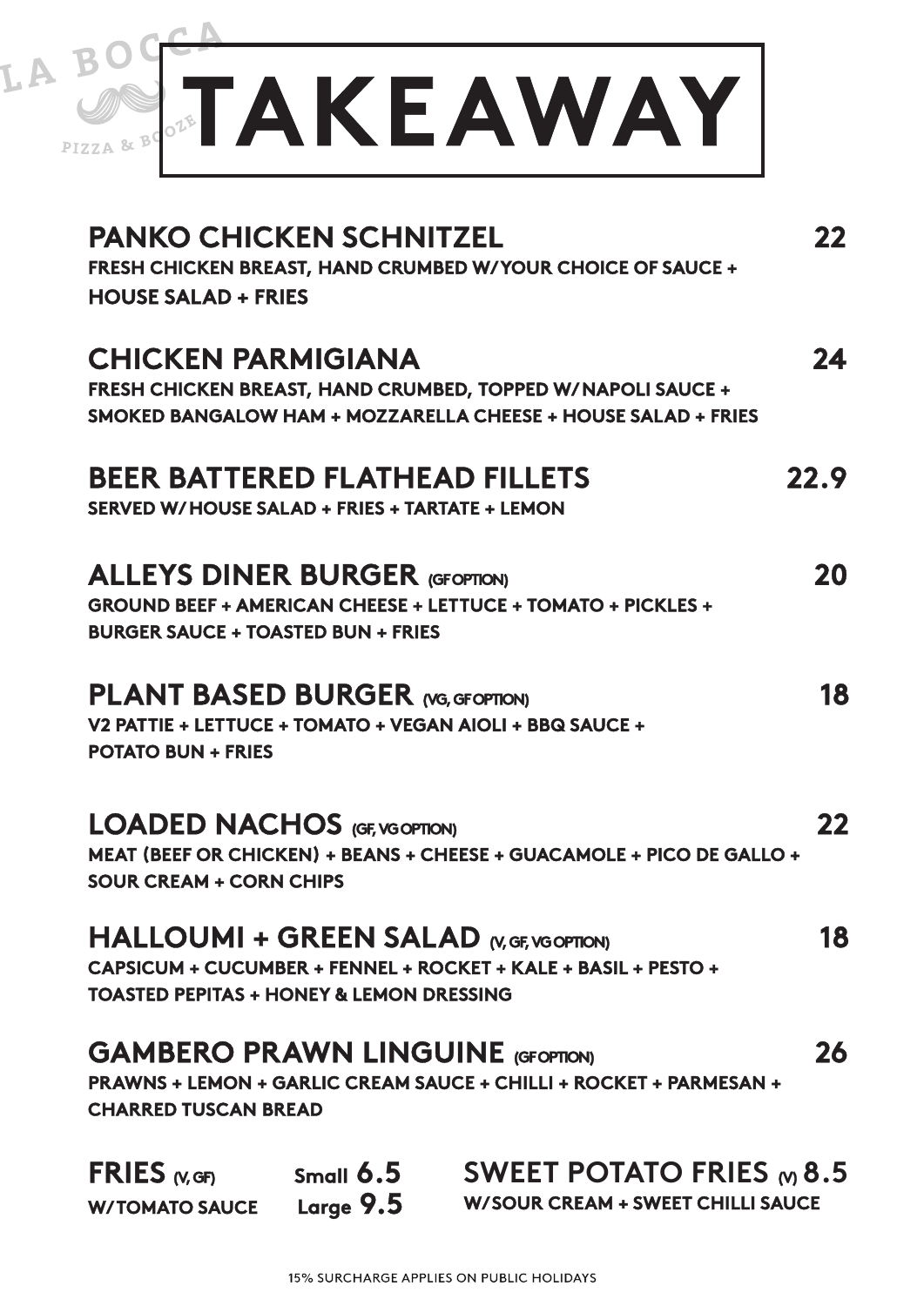LA BOCCA
PIZZA & BOOZE

# TAKEAWAY

## PANKO CHICKEN SCHNITZEL — 22

FRESH CHICKEN BREAST, HAND CRUMBED W/YOUR CHOICE OF SAUCE + HOUSE SALAD + FRIES

## CHICKEN PARMIGIANA — 24

FRESH CHICKEN BREAST, HAND CRUMBED, TOPPED W/NAPOLI SAUCE + SMOKED BANGALOW HAM + MOZZARELLA CHEESE + HOUSE SALAD + FRIES

## BEER BATTERED FLATHEAD FILLETS — 22.9

SERVED W/HOUSE SALAD + FRIES + TARTATE + LEMON

## ALLEYS DINER BURGER (GF OPTION) — 20

GROUND BEEF + AMERICAN CHEESE + LETTUCE + TOMATO + PICKLES + BURGER SAUCE + TOASTED BUN + FRIES

## PLANT BASED BURGER (VG, GF OPTION) — 18

V2 PATTIE + LETTUCE + TOMATO + VEGAN AIOLI + BBQ SAUCE + POTATO BUN + FRIES

## LOADED NACHOS (GF, VG OPTION) — 22

MEAT (BEEF OR CHICKEN) + BEANS + CHEESE + GUACAMOLE + PICO DE GALLO + SOUR CREAM + CORN CHIPS

## HALLOUMI + GREEN SALAD (V, GF, VG OPTION) — 18

CAPSICUM + CUCUMBER + FENNEL + ROCKET + KALE + BASIL + PESTO + TOASTED PEPITAS + HONEY & LEMON DRESSING

## GAMBERO PRAWN LINGUINE (GF OPTION) — 26

PRAWNS + LEMON + GARLIC CREAM SAUCE + CHILLI + ROCKET + PARMESAN + CHARRED TUSCAN BREAD

## FRIES (V, GF) — Small 6.5 / Large 9.5

W/TOMATO SAUCE

## SWEET POTATO FRIES (V) — 8.5

W/SOUR CREAM + SWEET CHILLI SAUCE

15% SURCHARGE APPLIES ON PUBLIC HOLIDAYS